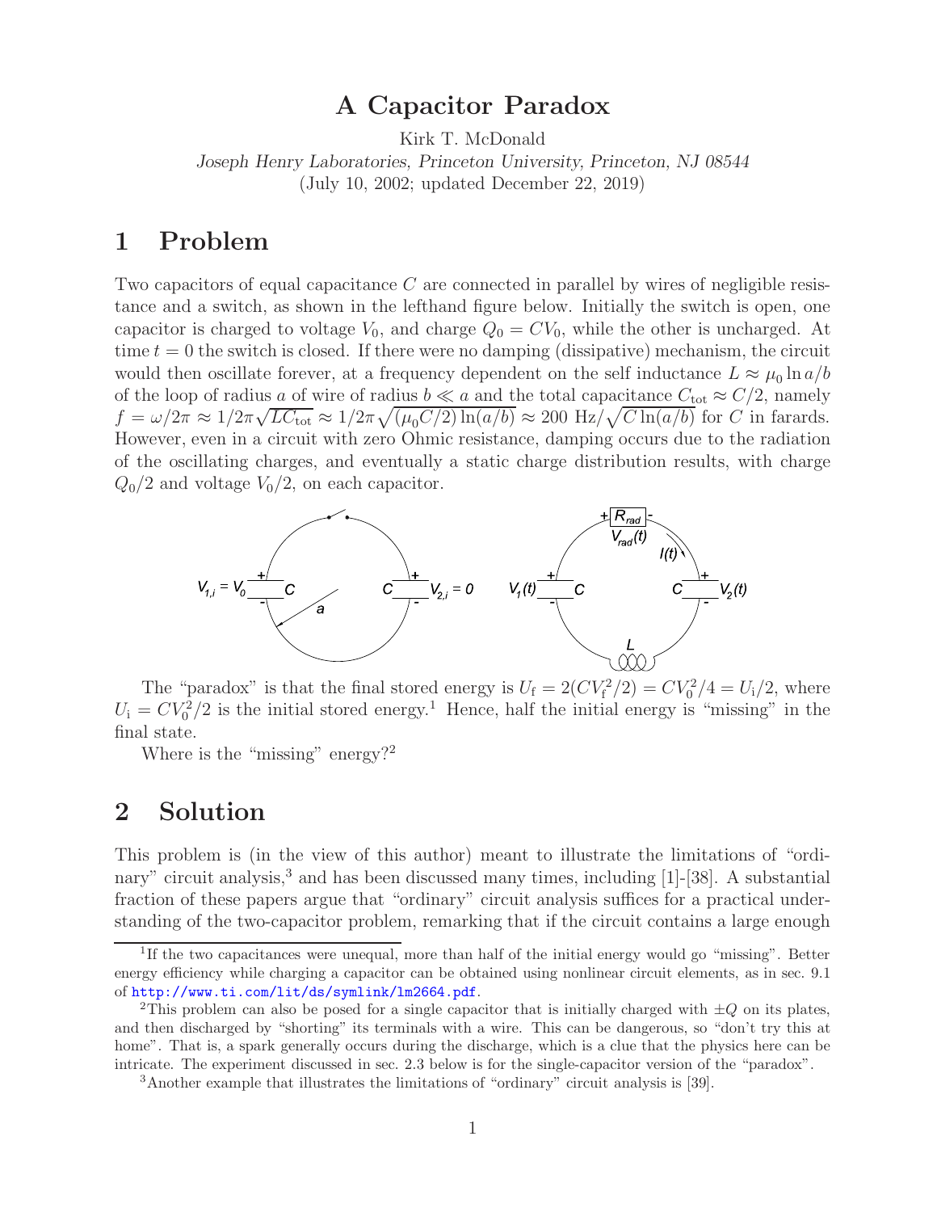# A Capacitor Paradox

Kirk T. McDonald

*Joseph Henry Laboratories, Princeton University, Princeton, NJ 08544*

(July 10, 2002; updated December 22, 2019)

## 1 Problem

Two capacitors of equal capacitance $C$ are connected in parallel by wires of negligible resistance and a switch, as shown in the lefthand figure below. Initially the switch is open, one capacitor is charged to voltage $V_0$, and charge $Q_0 = CV_0$, while the other is uncharged. At time $t = 0$ the switch is closed. If there were no damping (dissipative) mechanism, the circuit would then oscillate forever, at a frequency dependent on the self inductance $L \approx \mu_0 \ln a/b$ of the loop of radius $a$ of wire of radius $b \ll a$ and the total capacitance $C_{\rm tot} \approx C/2$, namely $f = \omega/2\pi \approx 1/2\pi\sqrt{LC_{\rm tot}} \approx 1/2\pi\sqrt{(\mu_0 C/2)\ln(a/b)} \approx 200\ \text{Hz}/\sqrt{C\ln(a/b)}$ for $C$ in farards. However, even in a circuit with zero Ohmic resistance, damping occurs due to the radiation of the oscillating charges, and eventually a static charge distribution results, with charge $Q_0/2$ and voltage $V_0/2$, on each capacitor.

The "paradox" is that the final stored energy is $U_{\rm f} = 2(CV_{\rm f}^2/2) = CV_0^2/4 = U_{\rm i}/2$, where $U_{\rm i} = CV_0^2/2$ is the initial stored energy.[1] Hence, half the initial energy is "missing" in the final state.

Where is the "missing" energy?[2]

## 2 Solution

This problem is (in the view of this author) meant to illustrate the limitations of "ordinary" circuit analysis,[3] and has been discussed many times, including [1]-[38]. A substantial fraction of these papers argue that "ordinary" circuit analysis suffices for a practical understanding of the two-capacitor problem, remarking that if the circuit contains a large enough

---

[1] If the two capacitances were unequal, more than half of the initial energy would go "missing". Better energy efficiency while charging a capacitor can be obtained using nonlinear circuit elements, as in sec. 9.1 of http://www.ti.com/lit/ds/symlink/lm2664.pdf.

[2] This problem can also be posed for a single capacitor that is initially charged with $\pm Q$ on its plates, and then discharged by "shorting" its terminals with a wire. This can be dangerous, so "don't try this at home". That is, a spark generally occurs during the discharge, which is a clue that the physics here can be intricate. The experiment discussed in sec. 2.3 below is for the single-capacitor version of the "paradox".

[3] Another example that illustrates the limitations of "ordinary" circuit analysis is [39].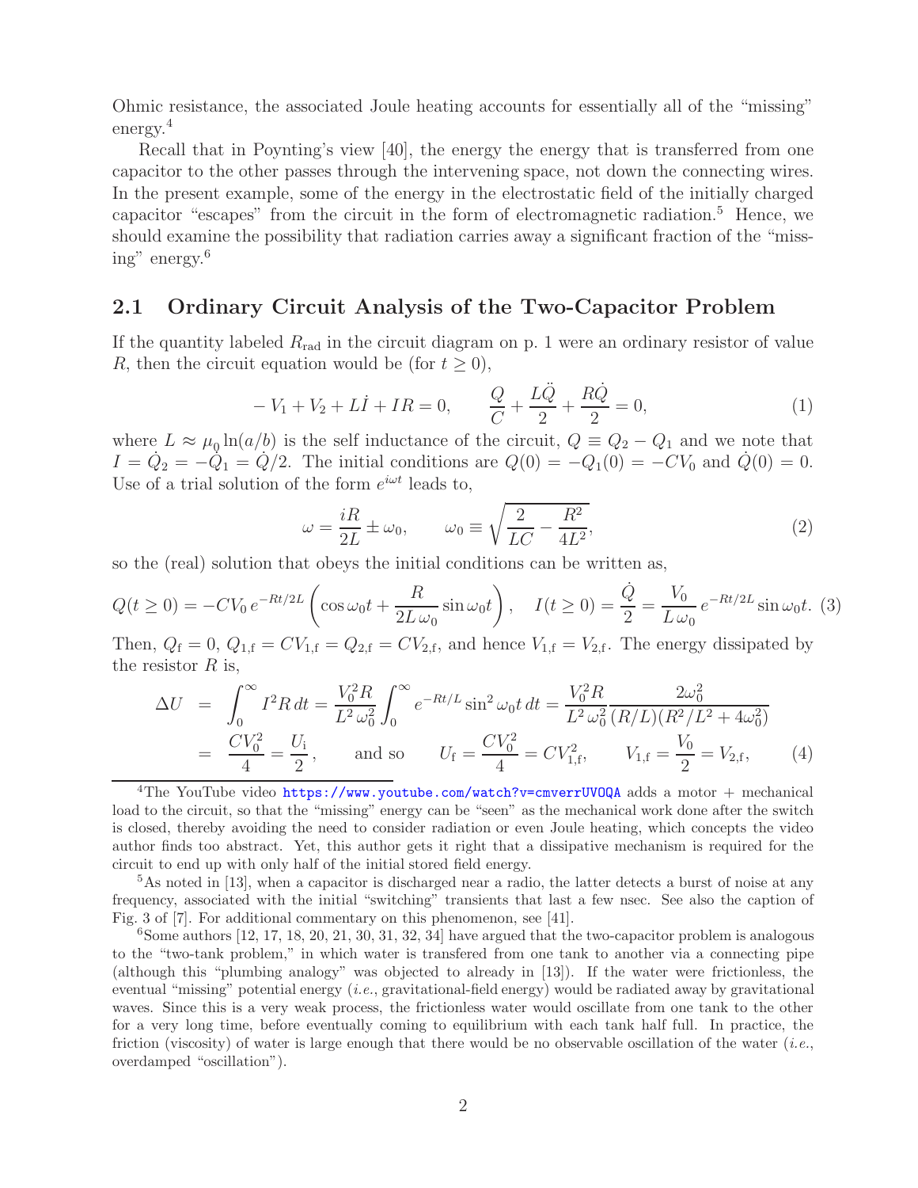Ohmic resistance, the associated Joule heating accounts for essentially all of the "missing" energy.[4]

Recall that in Poynting's view [40], the energy the energy that is transferred from one capacitor to the other passes through the intervening space, not down the connecting wires. In the present example, some of the energy in the electrostatic field of the initially charged capacitor "escapes" from the circuit in the form of electromagnetic radiation.[5] Hence, we should examine the possibility that radiation carries away a significant fraction of the "missing" energy.[6]

## 2.1 Ordinary Circuit Analysis of the Two-Capacitor Problem

If the quantity labeled $R_{\rm rad}$ in the circuit diagram on p. 1 were an ordinary resistor of value $R$, then the circuit equation would be (for $t \geq 0$),

$$
-V_1 + V_2 + L\dot{I} + IR = 0, \qquad \frac{Q}{C} + \frac{L\ddot{Q}}{2} + \frac{R\dot{Q}}{2} = 0, \tag{1}
$$

where $L \approx \mu_0 \ln(a/b)$ is the self inductance of the circuit, $Q \equiv Q_2 - Q_1$ and we note that $I = \dot{Q}_2 = -\dot{Q}_1 = \dot{Q}/2$. The initial conditions are $Q(0) = -Q_1(0) = -CV_0$ and $\dot{Q}(0) = 0$. Use of a trial solution of the form $e^{i\omega t}$ leads to,

$$
\omega = \frac{iR}{2L} \pm \omega_0, \qquad \omega_0 \equiv \sqrt{\frac{2}{LC} - \frac{R^2}{4L^2}}, \tag{2}
$$

so the (real) solution that obeys the initial conditions can be written as,

$$
Q(t \geq 0) = -CV_0\, e^{-Rt/2L}\left(\cos\omega_0 t + \frac{R}{2L\,\omega_0}\sin\omega_0 t\right), \quad I(t \geq 0) = \frac{\dot{Q}}{2} = \frac{V_0}{L\,\omega_0}\, e^{-Rt/2L}\sin\omega_0 t. \tag{3}
$$

Then, $Q_{\rm f} = 0$, $Q_{1,\rm f} = CV_{1,\rm f} = Q_{2,\rm f} = CV_{2,\rm f}$, and hence $V_{1,\rm f} = V_{2,\rm f}$. The energy dissipated by the resistor $R$ is,

$$
\begin{aligned}
\Delta U &= \int_0^\infty I^2 R\, dt = \frac{V_0^2 R}{L^2\,\omega_0^2}\int_0^\infty e^{-Rt/L}\sin^2\omega_0 t\, dt = \frac{V_0^2 R}{L^2\,\omega_0^2}\frac{2\omega_0^2}{(R/L)(R^2/L^2 + 4\omega_0^2)} \\
&= \frac{CV_0^2}{4} = \frac{U_{\rm i}}{2}, \qquad \text{and so} \qquad U_{\rm f} = \frac{CV_0^2}{4} = CV_{1,\rm f}^2, \qquad V_{1,\rm f} = \frac{V_0}{2} = V_{2,\rm f},
\end{aligned} \tag{4}
$$

[4] The YouTube video https://www.youtube.com/watch?v=cmverrUVOQA adds a motor + mechanical load to the circuit, so that the "missing" energy can be "seen" as the mechanical work done after the switch is closed, thereby avoiding the need to consider radiation or even Joule heating, which concepts the video author finds too abstract. Yet, this author gets it right that a dissipative mechanism is required for the circuit to end up with only half of the initial stored field energy.

[5] As noted in [13], when a capacitor is discharged near a radio, the latter detects a burst of noise at any frequency, associated with the initial "switching" transients that last a few nsec. See also the caption of Fig. 3 of [7]. For additional commentary on this phenomenon, see [41].

[6] Some authors [12, 17, 18, 20, 21, 30, 31, 32, 34] have argued that the two-capacitor problem is analogous to the "two-tank problem," in which water is transfered from one tank to another via a connecting pipe (although this "plumbing analogy" was objected to already in [13]). If the water were frictionless, the eventual "missing" potential energy (*i.e.*, gravitational-field energy) would be radiated away by gravitational waves. Since this is a very weak process, the frictionless water would oscillate from one tank to the other for a very long time, before eventually coming to equilibrium with each tank half full. In practice, the friction (viscosity) of water is large enough that there would be no observable oscillation of the water (*i.e.*, overdamped "oscillation").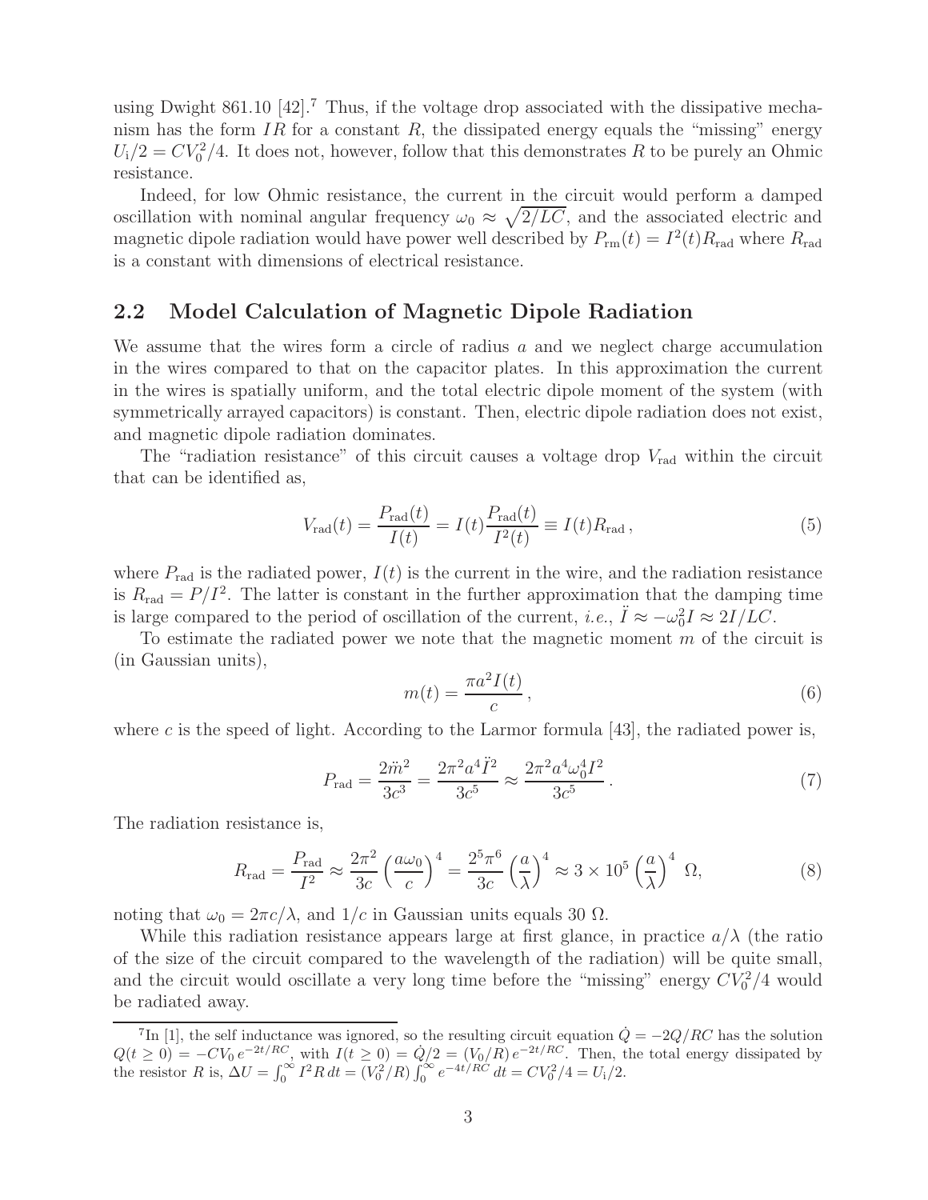using Dwight 861.10 [42].[7] Thus, if the voltage drop associated with the dissipative mechanism has the form $IR$ for a constant $R$, the dissipated energy equals the "missing" energy $U_\mathrm{i}/2 = CV_0^2/4$. It does not, however, follow that this demonstrates $R$ to be purely an Ohmic resistance.

Indeed, for low Ohmic resistance, the current in the circuit would perform a damped oscillation with nominal angular frequency $\omega_0 \approx \sqrt{2/LC}$, and the associated electric and magnetic dipole radiation would have power well described by $P_\mathrm{rm}(t) = I^2(t) R_\mathrm{rad}$ where $R_\mathrm{rad}$ is a constant with dimensions of electrical resistance.

## 2.2 Model Calculation of Magnetic Dipole Radiation

We assume that the wires form a circle of radius $a$ and we neglect charge accumulation in the wires compared to that on the capacitor plates. In this approximation the current in the wires is spatially uniform, and the total electric dipole moment of the system (with symmetrically arrayed capacitors) is constant. Then, electric dipole radiation does not exist, and magnetic dipole radiation dominates.

The "radiation resistance" of this circuit causes a voltage drop $V_\mathrm{rad}$ within the circuit that can be identified as,

$$V_\mathrm{rad}(t) = \frac{P_\mathrm{rad}(t)}{I(t)} = I(t)\frac{P_\mathrm{rad}(t)}{I^2(t)} \equiv I(t) R_\mathrm{rad}\,, \tag{5}$$

where $P_\mathrm{rad}$ is the radiated power, $I(t)$ is the current in the wire, and the radiation resistance is $R_\mathrm{rad} = P/I^2$. The latter is constant in the further approximation that the damping time is large compared to the period of oscillation of the current, *i.e.*, $\ddot{I} \approx -\omega_0^2 I \approx 2I/LC$.

To estimate the radiated power we note that the magnetic moment $m$ of the circuit is (in Gaussian units),

$$m(t) = \frac{\pi a^2 I(t)}{c}\,, \tag{6}$$

where $c$ is the speed of light. According to the Larmor formula [43], the radiated power is,

$$P_\mathrm{rad} = \frac{2\ddot{m}^2}{3c^3} = \frac{2\pi^2 a^4 \ddot{I}^2}{3c^5} \approx \frac{2\pi^2 a^4 \omega_0^4 I^2}{3c^5}\,. \tag{7}$$

The radiation resistance is,

$$R_\mathrm{rad} = \frac{P_\mathrm{rad}}{I^2} \approx \frac{2\pi^2}{3c}\left(\frac{a\omega_0}{c}\right)^4 = \frac{2^5\pi^6}{3c}\left(\frac{a}{\lambda}\right)^4 \approx 3\times 10^5 \left(\frac{a}{\lambda}\right)^4\ \Omega, \tag{8}$$

noting that $\omega_0 = 2\pi c/\lambda$, and $1/c$ in Gaussian units equals 30 $\Omega$.

While this radiation resistance appears large at first glance, in practice $a/\lambda$ (the ratio of the size of the circuit compared to the wavelength of the radiation) will be quite small, and the circuit would oscillate a very long time before the "missing" energy $CV_0^2/4$ would be radiated away.

---

[7] In [1], the self inductance was ignored, so the resulting circuit equation $\dot{Q} = -2Q/RC$ has the solution $Q(t \geq 0) = -CV_0\, e^{-2t/RC}$, with $I(t \geq 0) = \dot{Q}/2 = (V_0/R)\, e^{-2t/RC}$. Then, the total energy dissipated by the resistor $R$ is, $\Delta U = \int_0^\infty I^2 R\, dt = (V_0^2/R)\int_0^\infty e^{-4t/RC}\, dt = CV_0^2/4 = U_\mathrm{i}/2$.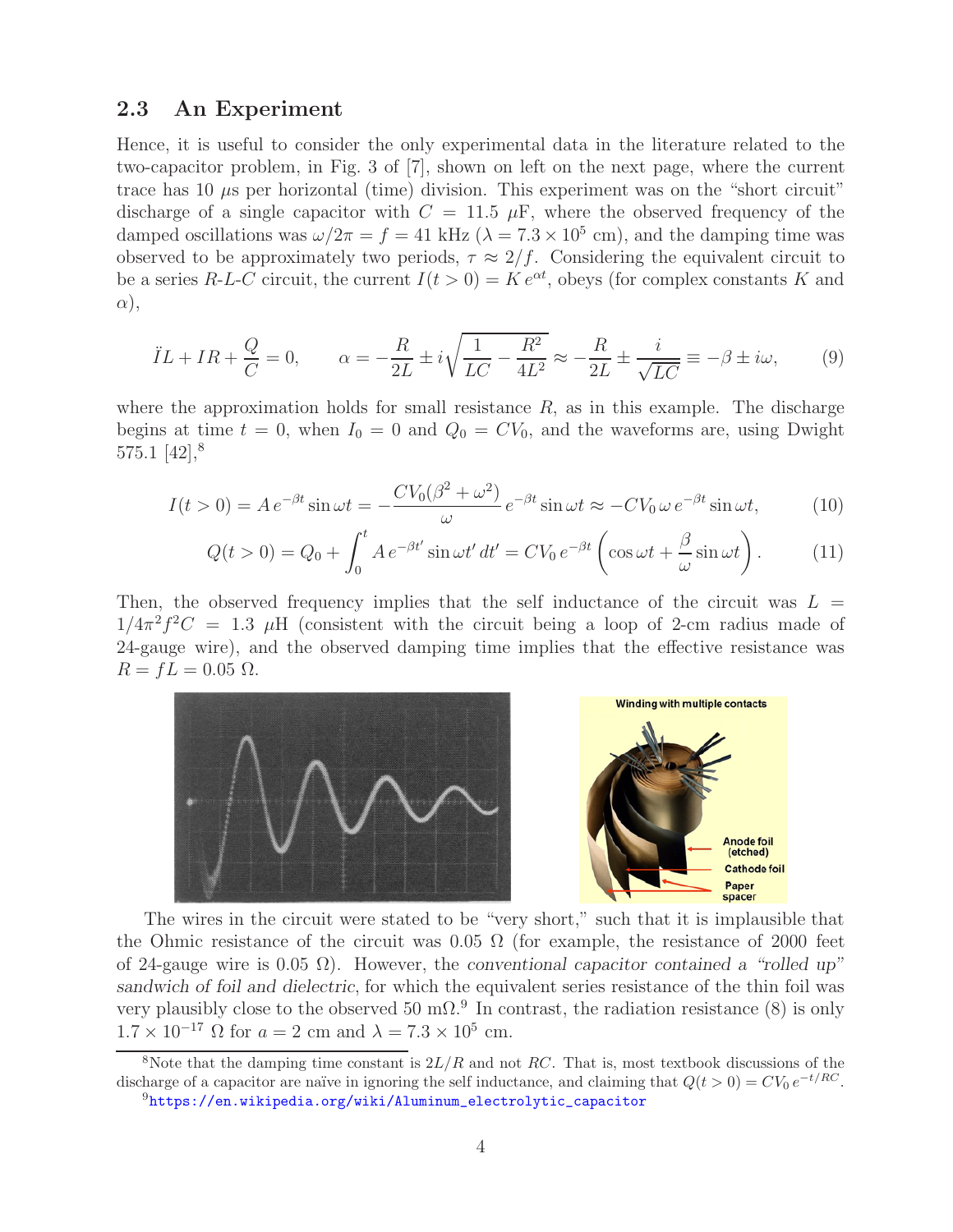### 2.3 An Experiment

Hence, it is useful to consider the only experimental data in the literature related to the two-capacitor problem, in Fig. 3 of [7], shown on left on the next page, where the current trace has 10 $\mu$s per horizontal (time) division. This experiment was on the "short circuit" discharge of a single capacitor with $C = 11.5\ \mu$F, where the observed frequency of the damped oscillations was $\omega/2\pi = f = 41$ kHz ($\lambda = 7.3 \times 10^5$ cm), and the damping time was observed to be approximately two periods, $\tau \approx 2/f$. Considering the equivalent circuit to be a series $R$-$L$-$C$ circuit, the current $I(t > 0) = K\, e^{\alpha t}$, obeys (for complex constants $K$ and $\alpha$),

$$\ddot{I}L + \dot{I}R + \frac{Q}{C} = 0, \qquad \alpha = -\frac{R}{2L} \pm i\sqrt{\frac{1}{LC} - \frac{R^2}{4L^2}} \approx -\frac{R}{2L} \pm \frac{i}{\sqrt{LC}} \equiv -\beta \pm i\omega, \tag{9}$$

where the approximation holds for small resistance $R$, as in this example. The discharge begins at time $t = 0$, when $I_0 = 0$ and $Q_0 = CV_0$, and the waveforms are, using Dwight 575.1 [42],[8]

$$I(t > 0) = A\, e^{-\beta t} \sin \omega t = -\frac{CV_0(\beta^2 + \omega^2)}{\omega}\, e^{-\beta t} \sin \omega t \approx -CV_0\, \omega\, e^{-\beta t} \sin \omega t, \tag{10}$$

$$Q(t > 0) = Q_0 + \int_0^t A\, e^{-\beta t'} \sin \omega t'\, dt' = CV_0\, e^{-\beta t}\left(\cos \omega t + \frac{\beta}{\omega} \sin \omega t\right). \tag{11}$$

Then, the observed frequency implies that the self inductance of the circuit was $L = 1/4\pi^2 f^2 C = 1.3\ \mu$H (consistent with the circuit being a loop of 2-cm radius made of 24-gauge wire), and the observed damping time implies that the effective resistance was $R = fL = 0.05\ \Omega$.

The wires in the circuit were stated to be "very short," such that it is implausible that the Ohmic resistance of the circuit was $0.05\ \Omega$ (for example, the resistance of 2000 feet of 24-gauge wire is $0.05\ \Omega$). However, the *conventional capacitor contained a "rolled up" sandwich of foil and dielectric*, for which the equivalent series resistance of the thin foil was very plausibly close to the observed 50 m$\Omega$.[9] In contrast, the radiation resistance (8) is only $1.7 \times 10^{-17}\ \Omega$ for $a = 2$ cm and $\lambda = 7.3 \times 10^5$ cm.

---

[8] Note that the damping time constant is $2L/R$ and not $RC$. That is, most textbook discussions of the discharge of a capacitor are naïve in ignoring the self inductance, and claiming that $Q(t > 0) = CV_0\, e^{-t/RC}$.

[9] https://en.wikipedia.org/wiki/Aluminum_electrolytic_capacitor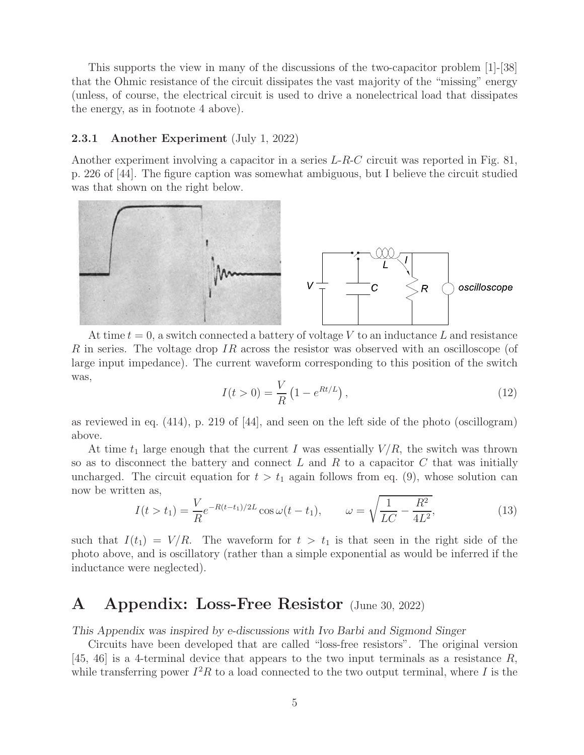This supports the view in many of the discussions of the two-capacitor problem [1]-[38] that the Ohmic resistance of the circuit dissipates the vast majority of the "missing" energy (unless, of course, the electrical circuit is used to drive a nonelectrical load that dissipates the energy, as in footnote 4 above).

### 2.3.1 Another Experiment (July 1, 2022)

Another experiment involving a capacitor in a series $L$-$R$-$C$ circuit was reported in Fig. 81, p. 226 of [44]. The figure caption was somewhat ambiguous, but I believe the circuit studied was that shown on the right below.

At time $t = 0$, a switch connected a battery of voltage $V$ to an inductance $L$ and resistance $R$ in series. The voltage drop $IR$ across the resistor was observed with an oscilloscope (of large input impedance). The current waveform corresponding to this position of the switch was,

$$I(t > 0) = \frac{V}{R}\left(1 - e^{Rt/L}\right), \tag{12}$$

as reviewed in eq. (414), p. 219 of [44], and seen on the left side of the photo (oscillogram) above.

At time $t_1$ large enough that the current $I$ was essentially $V/R$, the switch was thrown so as to disconnect the battery and connect $L$ and $R$ to a capacitor $C$ that was initially uncharged. The circuit equation for $t > t_1$ again follows from eq. (9), whose solution can now be written as,

$$I(t > t_1) = \frac{V}{R} e^{-R(t-t_1)/2L} \cos\omega(t - t_1), \qquad \omega = \sqrt{\frac{1}{LC} - \frac{R^2}{4L^2}}, \tag{13}$$

such that $I(t_1) = V/R$. The waveform for $t > t_1$ is that seen in the right side of the photo above, and is oscillatory (rather than a simple exponential as would be inferred if the inductance were neglected).

# A Appendix: Loss-Free Resistor (June 30, 2022)

*This Appendix was inspired by e-discussions with Ivo Barbi and Sigmond Singer*

Circuits have been developed that are called "loss-free resistors". The original version [45, 46] is a 4-terminal device that appears to the two input terminals as a resistance $R$, while transferring power $I^2R$ to a load connected to the two output terminal, where $I$ is the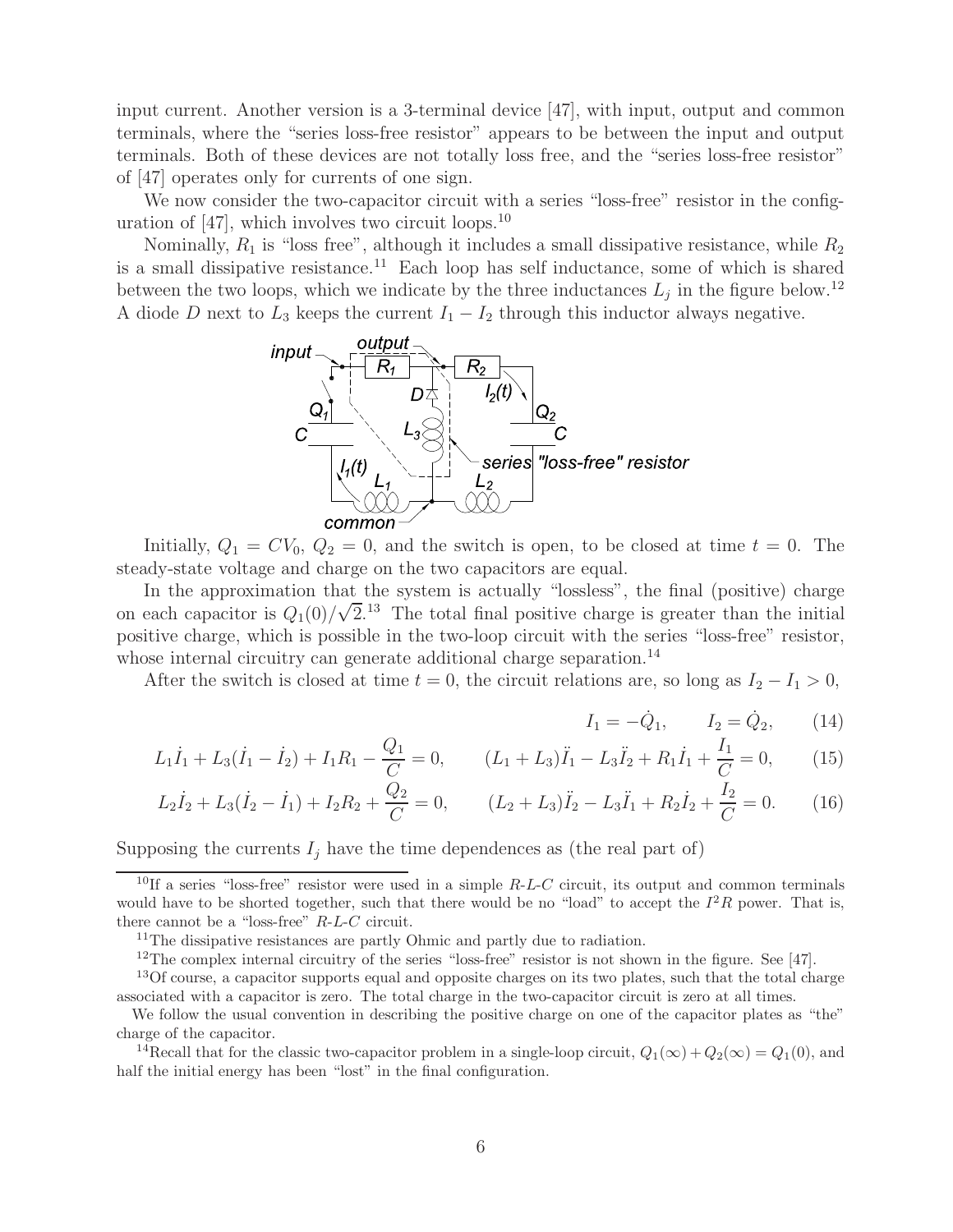input current. Another version is a 3-terminal device [47], with input, output and common terminals, where the "series loss-free resistor" appears to be between the input and output terminals. Both of these devices are not totally loss free, and the "series loss-free resistor" of [47] operates only for currents of one sign.

We now consider the two-capacitor circuit with a series "loss-free" resistor in the configuration of [47], which involves two circuit loops.[10]

Nominally, $R_1$ is "loss free", although it includes a small dissipative resistance, while $R_2$ is a small dissipative resistance.[11] Each loop has self inductance, some of which is shared between the two loops, which we indicate by the three inductances $L_j$ in the figure below.[12] A diode $D$ next to $L_3$ keeps the current $I_1 - I_2$ through this inductor always negative.

Initially, $Q_1 = CV_0$, $Q_2 = 0$, and the switch is open, to be closed at time $t = 0$. The steady-state voltage and charge on the two capacitors are equal.

In the approximation that the system is actually "lossless", the final (positive) charge on each capacitor is $Q_1(0)/\sqrt{2}$.[13] The total final positive charge is greater than the initial positive charge, which is possible in the two-loop circuit with the series "loss-free" resistor, whose internal circuitry can generate additional charge separation.[14]

After the switch is closed at time $t = 0$, the circuit relations are, so long as $I_2 - I_1 > 0$,

$$I_1 = -\dot{Q}_1, \qquad I_2 = \dot{Q}_2, \tag{14}$$

$$L_1\dot{I}_1 + L_3(\dot{I}_1 - \dot{I}_2) + I_1 R_1 - \frac{Q_1}{C} = 0, \qquad (L_1 + L_3)\ddot{I}_1 - L_3\ddot{I}_2 + R_1\dot{I}_1 + \frac{I_1}{C} = 0, \tag{15}$$

$$L_2\dot{I}_2 + L_3(\dot{I}_2 - \dot{I}_1) + I_2 R_2 + \frac{Q_2}{C} = 0, \qquad (L_2 + L_3)\ddot{I}_2 - L_3\ddot{I}_1 + R_2\dot{I}_2 + \frac{I_2}{C} = 0. \tag{16}$$

Supposing the currents $I_j$ have the time dependences as (the real part of)

---

[10] If a series "loss-free" resistor were used in a simple $R$-$L$-$C$ circuit, its output and common terminals would have to be shorted together, such that there would be no "load" to accept the $I^2R$ power. That is, there cannot be a "loss-free" $R$-$L$-$C$ circuit.

[11] The dissipative resistances are partly Ohmic and partly due to radiation.

[12] The complex internal circuitry of the series "loss-free" resistor is not shown in the figure. See [47].

[13] Of course, a capacitor supports equal and opposite charges on its two plates, such that the total charge associated with a capacitor is zero. The total charge in the two-capacitor circuit is zero at all times.

We follow the usual convention in describing the positive charge on one of the capacitor plates as "the" charge of the capacitor.

[14] Recall that for the classic two-capacitor problem in a single-loop circuit, $Q_1(\infty) + Q_2(\infty) = Q_1(0)$, and half the initial energy has been "lost" in the final configuration.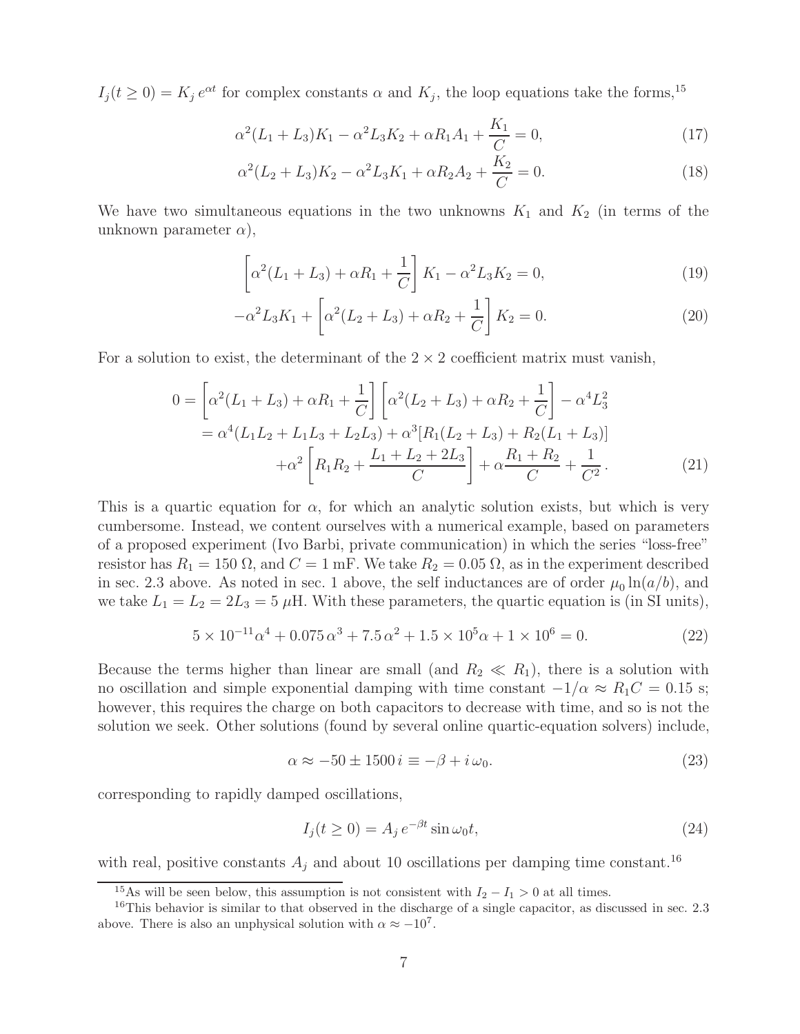$I_j(t \geq 0) = K_j\, e^{\alpha t}$ for complex constants $\alpha$ and $K_j$, the loop equations take the forms,[15]

$$\alpha^2(L_1 + L_3)K_1 - \alpha^2 L_3 K_2 + \alpha R_1 A_1 + \frac{K_1}{C} = 0, \tag{17}$$

$$\alpha^2(L_2 + L_3)K_2 - \alpha^2 L_3 K_1 + \alpha R_2 A_2 + \frac{K_2}{C} = 0. \tag{18}$$

We have two simultaneous equations in the two unknowns $K_1$ and $K_2$ (in terms of the unknown parameter $\alpha$),

$$\left[\alpha^2(L_1 + L_3) + \alpha R_1 + \frac{1}{C}\right] K_1 - \alpha^2 L_3 K_2 = 0, \tag{19}$$

$$-\alpha^2 L_3 K_1 + \left[\alpha^2(L_2 + L_3) + \alpha R_2 + \frac{1}{C}\right] K_2 = 0. \tag{20}$$

For a solution to exist, the determinant of the $2 \times 2$ coefficient matrix must vanish,

$$\begin{aligned}
0 &= \left[\alpha^2(L_1 + L_3) + \alpha R_1 + \frac{1}{C}\right]\left[\alpha^2(L_2 + L_3) + \alpha R_2 + \frac{1}{C}\right] - \alpha^4 L_3^2 \\
&= \alpha^4(L_1 L_2 + L_1 L_3 + L_2 L_3) + \alpha^3[R_1(L_2 + L_3) + R_2(L_1 + L_3)] \\
&\qquad + \alpha^2\left[R_1 R_2 + \frac{L_1 + L_2 + 2L_3}{C}\right] + \alpha\frac{R_1 + R_2}{C} + \frac{1}{C^2}.
\end{aligned} \tag{21}$$

This is a quartic equation for $\alpha$, for which an analytic solution exists, but which is very cumbersome. Instead, we content ourselves with a numerical example, based on parameters of a proposed experiment (Ivo Barbi, private communication) in which the series "loss-free" resistor has $R_1 = 150\ \Omega$, and $C = 1$ mF. We take $R_2 = 0.05\ \Omega$, as in the experiment described in sec. 2.3 above. As noted in sec. 1 above, the self inductances are of order $\mu_0 \ln(a/b)$, and we take $L_1 = L_2 = 2L_3 = 5\ \mu$H. With these parameters, the quartic equation is (in SI units),

$$5 \times 10^{-11}\alpha^4 + 0.075\,\alpha^3 + 7.5\,\alpha^2 + 1.5 \times 10^5\alpha + 1 \times 10^6 = 0. \tag{22}$$

Because the terms higher than linear are small (and $R_2 \ll R_1$), there is a solution with no oscillation and simple exponential damping with time constant $-1/\alpha \approx R_1 C = 0.15$ s; however, this requires the charge on both capacitors to decrease with time, and so is not the solution we seek. Other solutions (found by several online quartic-equation solvers) include,

$$\alpha \approx -50 \pm 1500\, i \equiv -\beta + i\,\omega_0. \tag{23}$$

corresponding to rapidly damped oscillations,

$$I_j(t \geq 0) = A_j\, e^{-\beta t} \sin \omega_0 t, \tag{24}$$

with real, positive constants $A_j$ and about 10 oscillations per damping time constant.[16]

---

[15] As will be seen below, this assumption is not consistent with $I_2 - I_1 > 0$ at all times.

[16] This behavior is similar to that observed in the discharge of a single capacitor, as discussed in sec. 2.3 above. There is also an unphysical solution with $\alpha \approx -10^7$.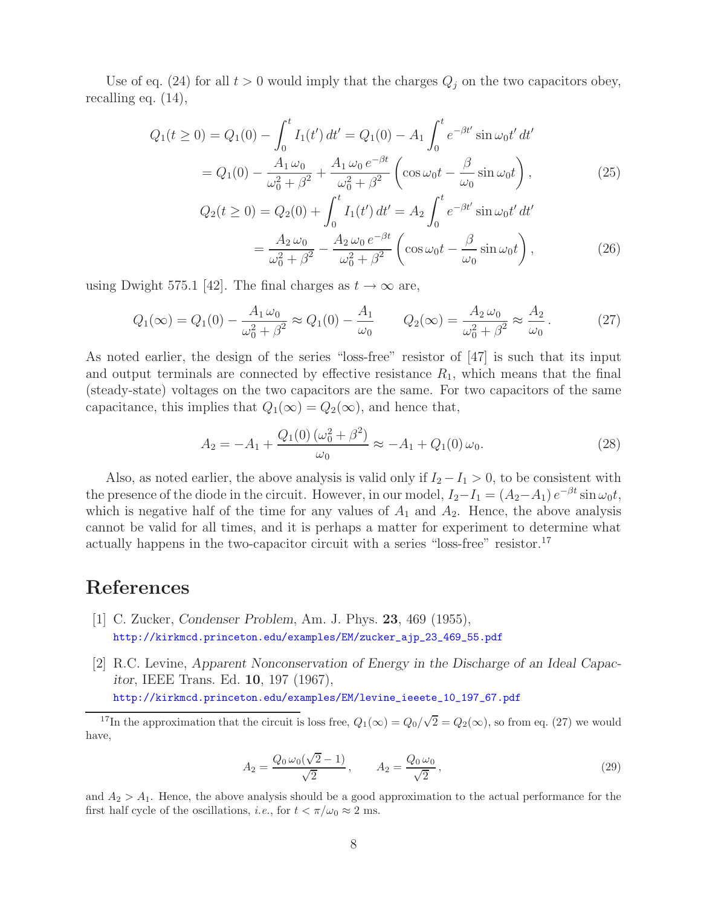Use of eq. (24) for all $t > 0$ would imply that the charges $Q_j$ on the two capacitors obey, recalling eq. (14),

$$Q_1(t \geq 0) = Q_1(0) - \int_0^t I_1(t')\,dt' = Q_1(0) - A_1 \int_0^t e^{-\beta t'} \sin\omega_0 t'\,dt'$$
$$= Q_1(0) - \frac{A_1\,\omega_0}{\omega_0^2 + \beta^2} + \frac{A_1\,\omega_0\,e^{-\beta t}}{\omega_0^2 + \beta^2}\left(\cos\omega_0 t - \frac{\beta}{\omega_0}\sin\omega_0 t\right), \tag{25}$$

$$Q_2(t \geq 0) = Q_2(0) + \int_0^t I_1(t')\,dt' = A_2 \int_0^t e^{-\beta t'} \sin\omega_0 t'\,dt'$$
$$= \frac{A_2\,\omega_0}{\omega_0^2 + \beta^2} - \frac{A_2\,\omega_0\,e^{-\beta t}}{\omega_0^2 + \beta^2}\left(\cos\omega_0 t - \frac{\beta}{\omega_0}\sin\omega_0 t\right), \tag{26}$$

using Dwight 575.1 [42]. The final charges as $t \to \infty$ are,

$$Q_1(\infty) = Q_1(0) - \frac{A_1\,\omega_0}{\omega_0^2 + \beta^2} \approx Q_1(0) - \frac{A_1}{\omega_0} \qquad Q_2(\infty) = \frac{A_2\,\omega_0}{\omega_0^2 + \beta^2} \approx \frac{A_2}{\omega_0}. \tag{27}$$

As noted earlier, the design of the series "loss-free" resistor of [47] is such that its input and output terminals are connected by effective resistance $R_1$, which means that the final (steady-state) voltages on the two capacitors are the same. For two capacitors of the same capacitance, this implies that $Q_1(\infty) = Q_2(\infty)$, and hence that,

$$A_2 = -A_1 + \frac{Q_1(0)\,(\omega_0^2 + \beta^2)}{\omega_0} \approx -A_1 + Q_1(0)\,\omega_0. \tag{28}$$

Also, as noted earlier, the above analysis is valid only if $I_2 - I_1 > 0$, to be consistent with the presence of the diode in the circuit. However, in our model, $I_2 - I_1 = (A_2 - A_1)\,e^{-\beta t} \sin\omega_0 t$, which is negative half of the time for any values of $A_1$ and $A_2$. Hence, the above analysis cannot be valid for all times, and it is perhaps a matter for experiment to determine what actually happens in the two-capacitor circuit with a series "loss-free" resistor.[17]

# References

[1] C. Zucker, *Condenser Problem*, Am. J. Phys. **23**, 469 (1955),
http://kirkmcd.princeton.edu/examples/EM/zucker_ajp_23_469_55.pdf

[2] R.C. Levine, *Apparent Nonconservation of Energy in the Discharge of an Ideal Capacitor*, IEEE Trans. Ed. **10**, 197 (1967),
http://kirkmcd.princeton.edu/examples/EM/levine_ieeete_10_197_67.pdf

---

[17] In the approximation that the circuit is loss free, $Q_1(\infty) = Q_0/\sqrt{2} = Q_2(\infty)$, so from eq. (27) we would have,

$$A_2 = \frac{Q_0\,\omega_0(\sqrt{2} - 1)}{\sqrt{2}}, \qquad A_2 = \frac{Q_0\,\omega_0}{\sqrt{2}}, \tag{29}$$

and $A_2 > A_1$. Hence, the above analysis should be a good approximation to the actual performance for the first half cycle of the oscillations, *i.e.*, for $t < \pi/\omega_0 \approx 2$ ms.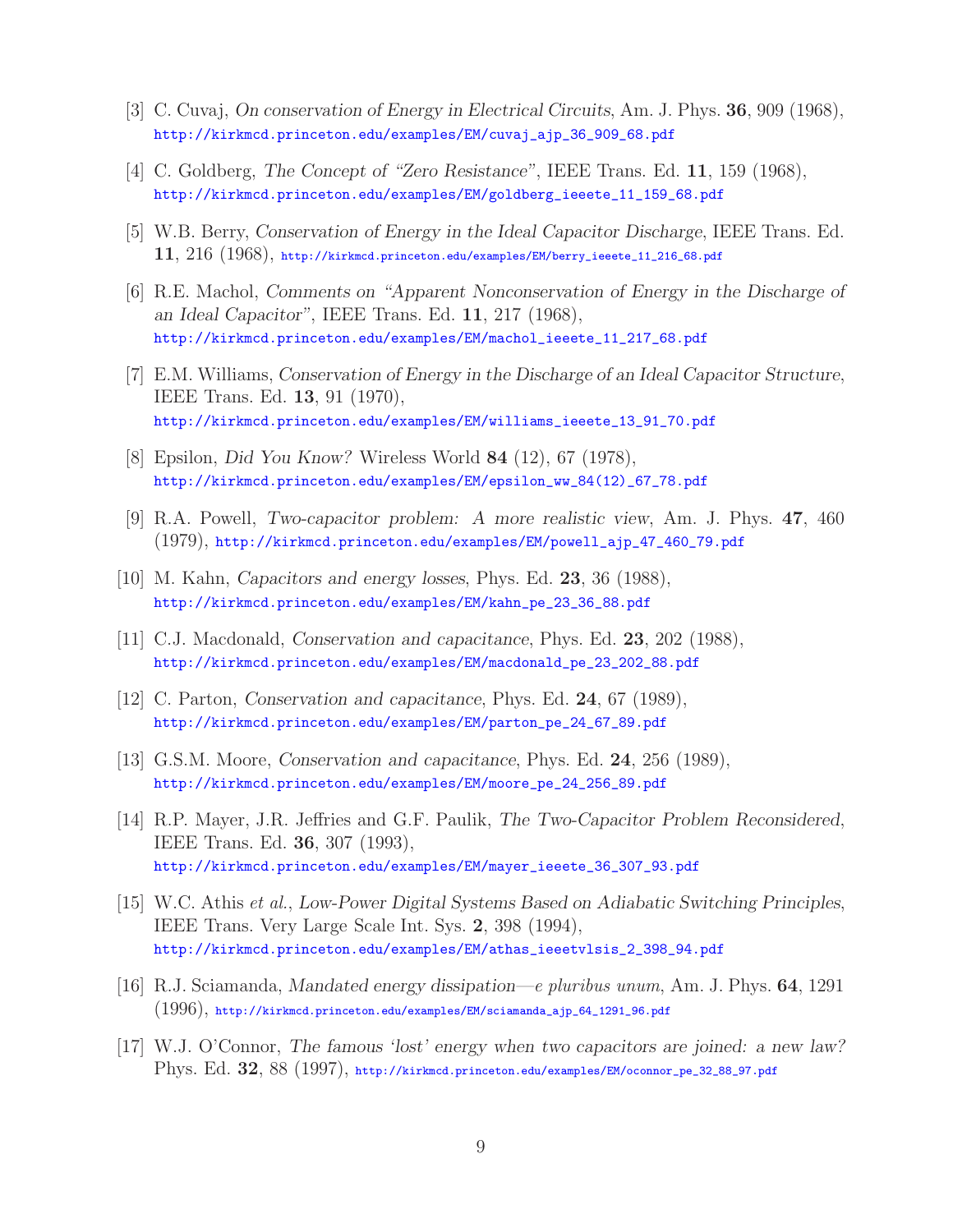[3] C. Cuvaj, *On conservation of Energy in Electrical Circuits*, Am. J. Phys. **36**, 909 (1968), http://kirkmcd.princeton.edu/examples/EM/cuvaj_ajp_36_909_68.pdf

[4] C. Goldberg, *The Concept of "Zero Resistance"*, IEEE Trans. Ed. **11**, 159 (1968), http://kirkmcd.princeton.edu/examples/EM/goldberg_ieeete_11_159_68.pdf

[5] W.B. Berry, *Conservation of Energy in the Ideal Capacitor Discharge*, IEEE Trans. Ed. **11**, 216 (1968), http://kirkmcd.princeton.edu/examples/EM/berry_ieeete_11_216_68.pdf

[6] R.E. Machol, *Comments on "Apparent Nonconservation of Energy in the Discharge of an Ideal Capacitor"*, IEEE Trans. Ed. **11**, 217 (1968), http://kirkmcd.princeton.edu/examples/EM/machol_ieeete_11_217_68.pdf

[7] E.M. Williams, *Conservation of Energy in the Discharge of an Ideal Capacitor Structure*, IEEE Trans. Ed. **13**, 91 (1970), http://kirkmcd.princeton.edu/examples/EM/williams_ieeete_13_91_70.pdf

[8] Epsilon, *Did You Know?* Wireless World **84** (12), 67 (1978), http://kirkmcd.princeton.edu/examples/EM/epsilon_ww_84(12)_67_78.pdf

[9] R.A. Powell, *Two-capacitor problem: A more realistic view*, Am. J. Phys. **47**, 460 (1979), http://kirkmcd.princeton.edu/examples/EM/powell_ajp_47_460_79.pdf

[10] M. Kahn, *Capacitors and energy losses*, Phys. Ed. **23**, 36 (1988), http://kirkmcd.princeton.edu/examples/EM/kahn_pe_23_36_88.pdf

[11] C.J. Macdonald, *Conservation and capacitance*, Phys. Ed. **23**, 202 (1988), http://kirkmcd.princeton.edu/examples/EM/macdonald_pe_23_202_88.pdf

[12] C. Parton, *Conservation and capacitance*, Phys. Ed. **24**, 67 (1989), http://kirkmcd.princeton.edu/examples/EM/parton_pe_24_67_89.pdf

[13] G.S.M. Moore, *Conservation and capacitance*, Phys. Ed. **24**, 256 (1989), http://kirkmcd.princeton.edu/examples/EM/moore_pe_24_256_89.pdf

[14] R.P. Mayer, J.R. Jeffries and G.F. Paulik, *The Two-Capacitor Problem Reconsidered*, IEEE Trans. Ed. **36**, 307 (1993), http://kirkmcd.princeton.edu/examples/EM/mayer_ieeete_36_307_93.pdf

[15] W.C. Athis *et al.*, *Low-Power Digital Systems Based on Adiabatic Switching Principles*, IEEE Trans. Very Large Scale Int. Sys. **2**, 398 (1994), http://kirkmcd.princeton.edu/examples/EM/athas_ieeetvlsis_2_398_94.pdf

[16] R.J. Sciamanda, *Mandated energy dissipation—e pluribus unum*, Am. J. Phys. **64**, 1291 (1996), http://kirkmcd.princeton.edu/examples/EM/sciamanda_ajp_64_1291_96.pdf

[17] W.J. O'Connor, *The famous 'lost' energy when two capacitors are joined: a new law?* Phys. Ed. **32**, 88 (1997), http://kirkmcd.princeton.edu/examples/EM/oconnor_pe_32_88_97.pdf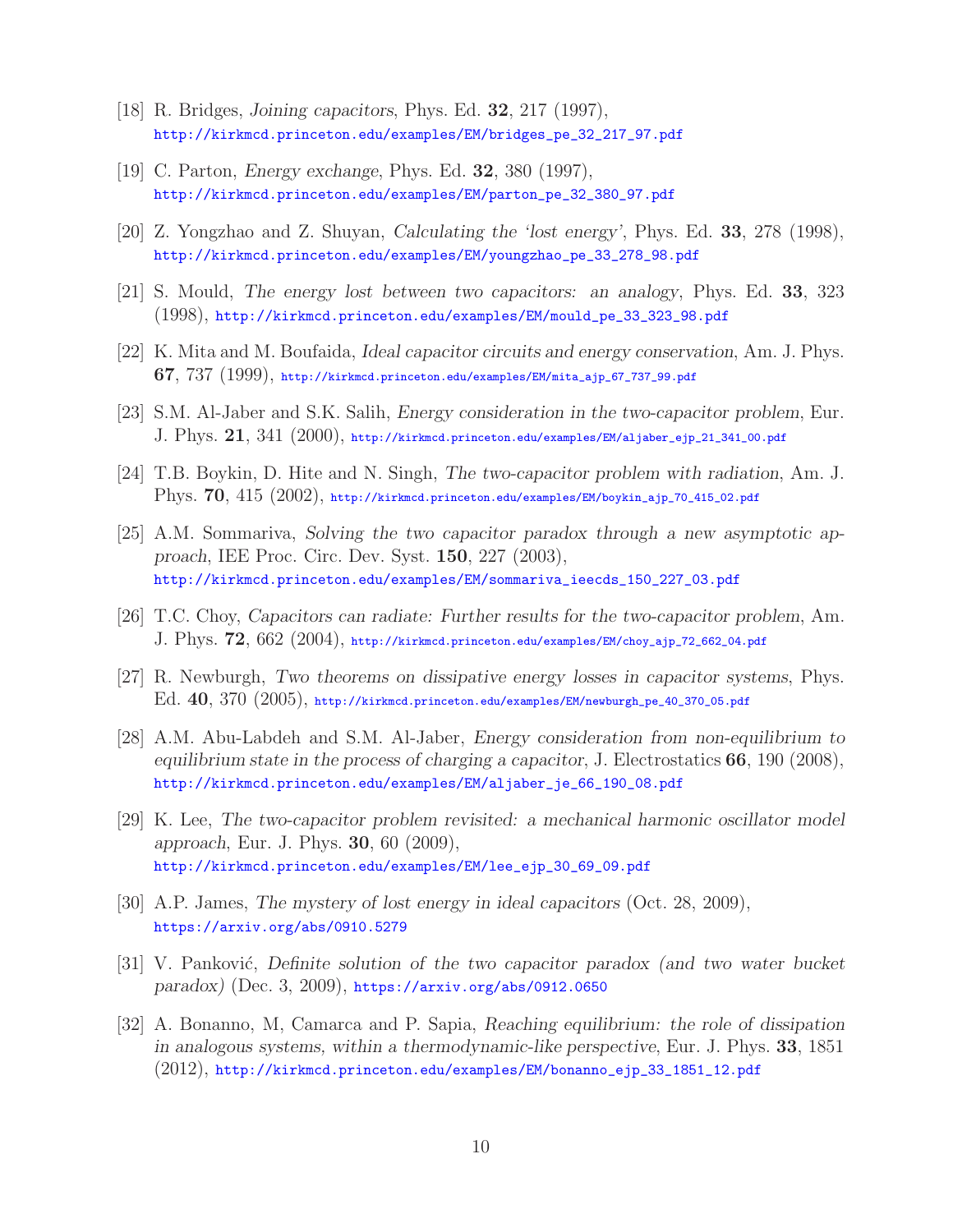[18] R. Bridges, *Joining capacitors*, Phys. Ed. **32**, 217 (1997),
http://kirkmcd.princeton.edu/examples/EM/bridges_pe_32_217_97.pdf

[19] C. Parton, *Energy exchange*, Phys. Ed. **32**, 380 (1997),
http://kirkmcd.princeton.edu/examples/EM/parton_pe_32_380_97.pdf

[20] Z. Yongzhao and Z. Shuyan, *Calculating the 'lost energy'*, Phys. Ed. **33**, 278 (1998),
http://kirkmcd.princeton.edu/examples/EM/youngzhao_pe_33_278_98.pdf

[21] S. Mould, *The energy lost between two capacitors: an analogy*, Phys. Ed. **33**, 323 (1998), http://kirkmcd.princeton.edu/examples/EM/mould_pe_33_323_98.pdf

[22] K. Mita and M. Boufaida, *Ideal capacitor circuits and energy conservation*, Am. J. Phys. **67**, 737 (1999), http://kirkmcd.princeton.edu/examples/EM/mita_ajp_67_737_99.pdf

[23] S.M. Al-Jaber and S.K. Salih, *Energy consideration in the two-capacitor problem*, Eur. J. Phys. **21**, 341 (2000), http://kirkmcd.princeton.edu/examples/EM/aljaber_ejp_21_341_00.pdf

[24] T.B. Boykin, D. Hite and N. Singh, *The two-capacitor problem with radiation*, Am. J. Phys. **70**, 415 (2002), http://kirkmcd.princeton.edu/examples/EM/boykin_ajp_70_415_02.pdf

[25] A.M. Sommariva, *Solving the two capacitor paradox through a new asymptotic approach*, IEE Proc. Circ. Dev. Syst. **150**, 227 (2003),
http://kirkmcd.princeton.edu/examples/EM/sommariva_ieecds_150_227_03.pdf

[26] T.C. Choy, *Capacitors can radiate: Further results for the two-capacitor problem*, Am. J. Phys. **72**, 662 (2004), http://kirkmcd.princeton.edu/examples/EM/choy_ajp_72_662_04.pdf

[27] R. Newburgh, *Two theorems on dissipative energy losses in capacitor systems*, Phys. Ed. **40**, 370 (2005), http://kirkmcd.princeton.edu/examples/EM/newburgh_pe_40_370_05.pdf

[28] A.M. Abu-Labdeh and S.M. Al-Jaber, *Energy consideration from non-equilibrium to equilibrium state in the process of charging a capacitor*, J. Electrostatics **66**, 190 (2008),
http://kirkmcd.princeton.edu/examples/EM/aljaber_je_66_190_08.pdf

[29] K. Lee, *The two-capacitor problem revisited: a mechanical harmonic oscillator model approach*, Eur. J. Phys. **30**, 60 (2009),
http://kirkmcd.princeton.edu/examples/EM/lee_ejp_30_69_09.pdf

[30] A.P. James, *The mystery of lost energy in ideal capacitors* (Oct. 28, 2009),
https://arxiv.org/abs/0910.5279

[31] V. Panković, *Definite solution of the two capacitor paradox (and two water bucket paradox)* (Dec. 3, 2009), https://arxiv.org/abs/0912.0650

[32] A. Bonanno, M, Camarca and P. Sapia, *Reaching equilibrium: the role of dissipation in analogous systems, within a thermodynamic-like perspective*, Eur. J. Phys. **33**, 1851 (2012), http://kirkmcd.princeton.edu/examples/EM/bonanno_ejp_33_1851_12.pdf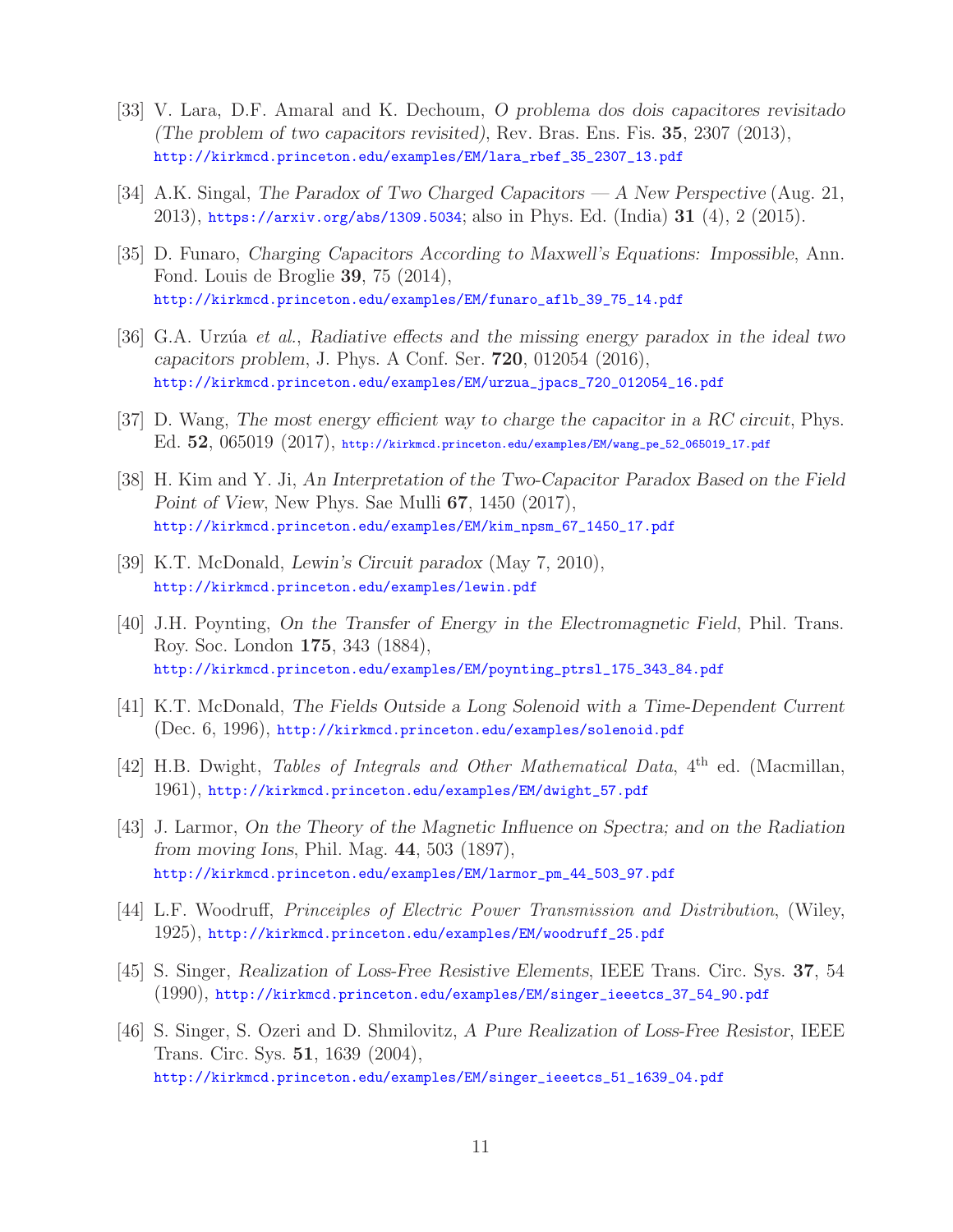[33] V. Lara, D.F. Amaral and K. Dechoum, *O problema dos dois capacitores revisitado (The problem of two capacitors revisited)*, Rev. Bras. Ens. Fis. **35**, 2307 (2013), http://kirkmcd.princeton.edu/examples/EM/lara_rbef_35_2307_13.pdf

[34] A.K. Singal, *The Paradox of Two Charged Capacitors — A New Perspective* (Aug. 21, 2013), https://arxiv.org/abs/1309.5034; also in Phys. Ed. (India) **31** (4), 2 (2015).

[35] D. Funaro, *Charging Capacitors According to Maxwell's Equations: Impossible*, Ann. Fond. Louis de Broglie **39**, 75 (2014), http://kirkmcd.princeton.edu/examples/EM/funaro_aflb_39_75_14.pdf

[36] G.A. Urzúa *et al.*, *Radiative effects and the missing energy paradox in the ideal two capacitors problem*, J. Phys. A Conf. Ser. **720**, 012054 (2016), http://kirkmcd.princeton.edu/examples/EM/urzua_jpacs_720_012054_16.pdf

[37] D. Wang, *The most energy efficient way to charge the capacitor in a RC circuit*, Phys. Ed. **52**, 065019 (2017), http://kirkmcd.princeton.edu/examples/EM/wang_pe_52_065019_17.pdf

[38] H. Kim and Y. Ji, *An Interpretation of the Two-Capacitor Paradox Based on the Field Point of View*, New Phys. Sae Mulli **67**, 1450 (2017), http://kirkmcd.princeton.edu/examples/EM/kim_npsm_67_1450_17.pdf

[39] K.T. McDonald, *Lewin's Circuit paradox* (May 7, 2010), http://kirkmcd.princeton.edu/examples/lewin.pdf

[40] J.H. Poynting, *On the Transfer of Energy in the Electromagnetic Field*, Phil. Trans. Roy. Soc. London **175**, 343 (1884), http://kirkmcd.princeton.edu/examples/EM/poynting_ptrsl_175_343_84.pdf

[41] K.T. McDonald, *The Fields Outside a Long Solenoid with a Time-Dependent Current* (Dec. 6, 1996), http://kirkmcd.princeton.edu/examples/solenoid.pdf

[42] H.B. Dwight, *Tables of Integrals and Other Mathematical Data*, 4th ed. (Macmillan, 1961), http://kirkmcd.princeton.edu/examples/EM/dwight_57.pdf

[43] J. Larmor, *On the Theory of the Magnetic Influence on Spectra; and on the Radiation from moving Ions*, Phil. Mag. **44**, 503 (1897), http://kirkmcd.princeton.edu/examples/EM/larmor_pm_44_503_97.pdf

[44] L.F. Woodruff, *Princeiples of Electric Power Transmission and Distribution*, (Wiley, 1925), http://kirkmcd.princeton.edu/examples/EM/woodruff_25.pdf

[45] S. Singer, *Realization of Loss-Free Resistive Elements*, IEEE Trans. Circ. Sys. **37**, 54 (1990), http://kirkmcd.princeton.edu/examples/EM/singer_ieeetcs_37_54_90.pdf

[46] S. Singer, S. Ozeri and D. Shmilovitz, *A Pure Realization of Loss-Free Resistor*, IEEE Trans. Circ. Sys. **51**, 1639 (2004), http://kirkmcd.princeton.edu/examples/EM/singer_ieeetcs_51_1639_04.pdf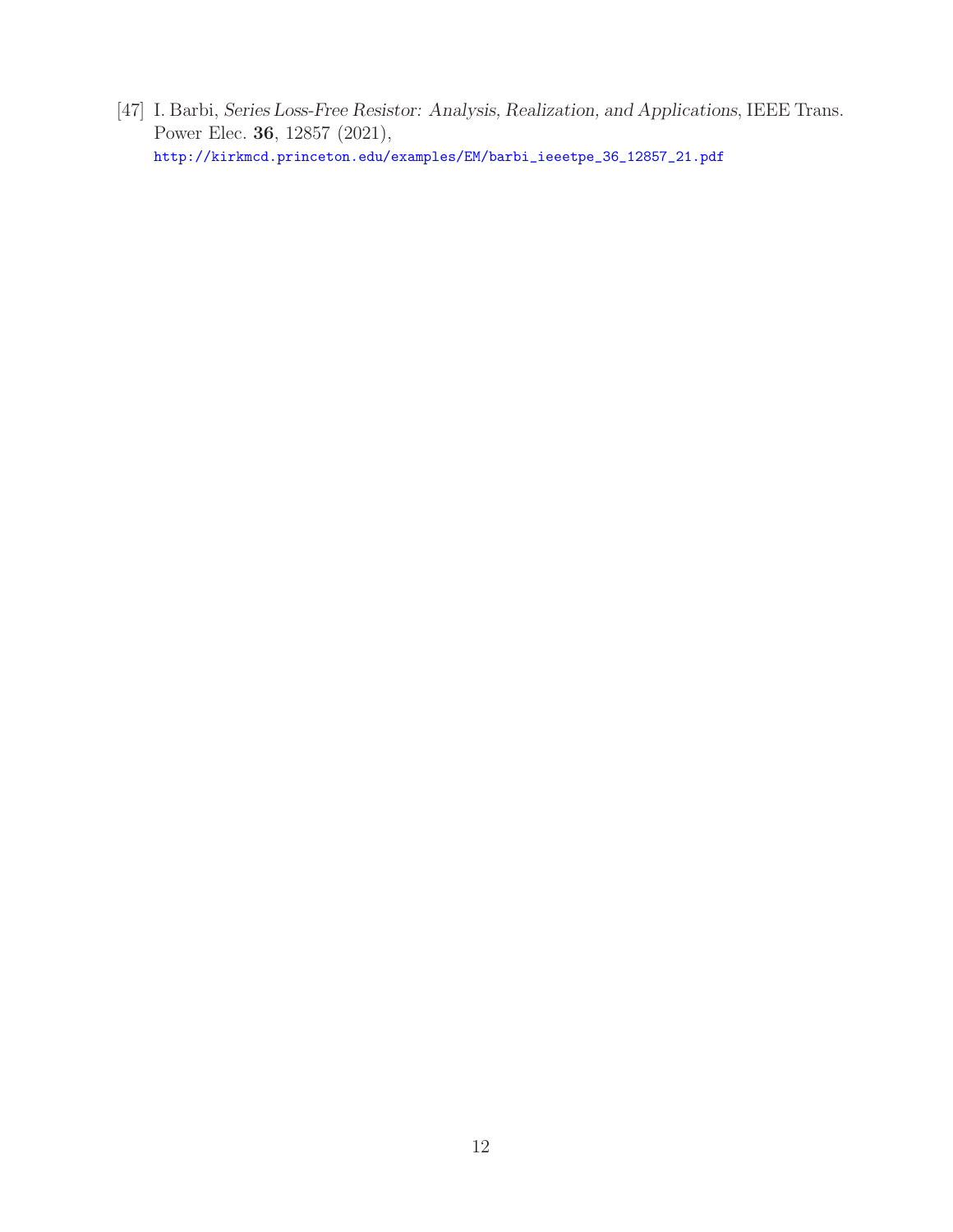[47] I. Barbi, *Series Loss-Free Resistor: Analysis, Realization, and Applications*, IEEE Trans. Power Elec. **36**, 12857 (2021),
http://kirkmcd.princeton.edu/examples/EM/barbi_ieeetpe_36_12857_21.pdf